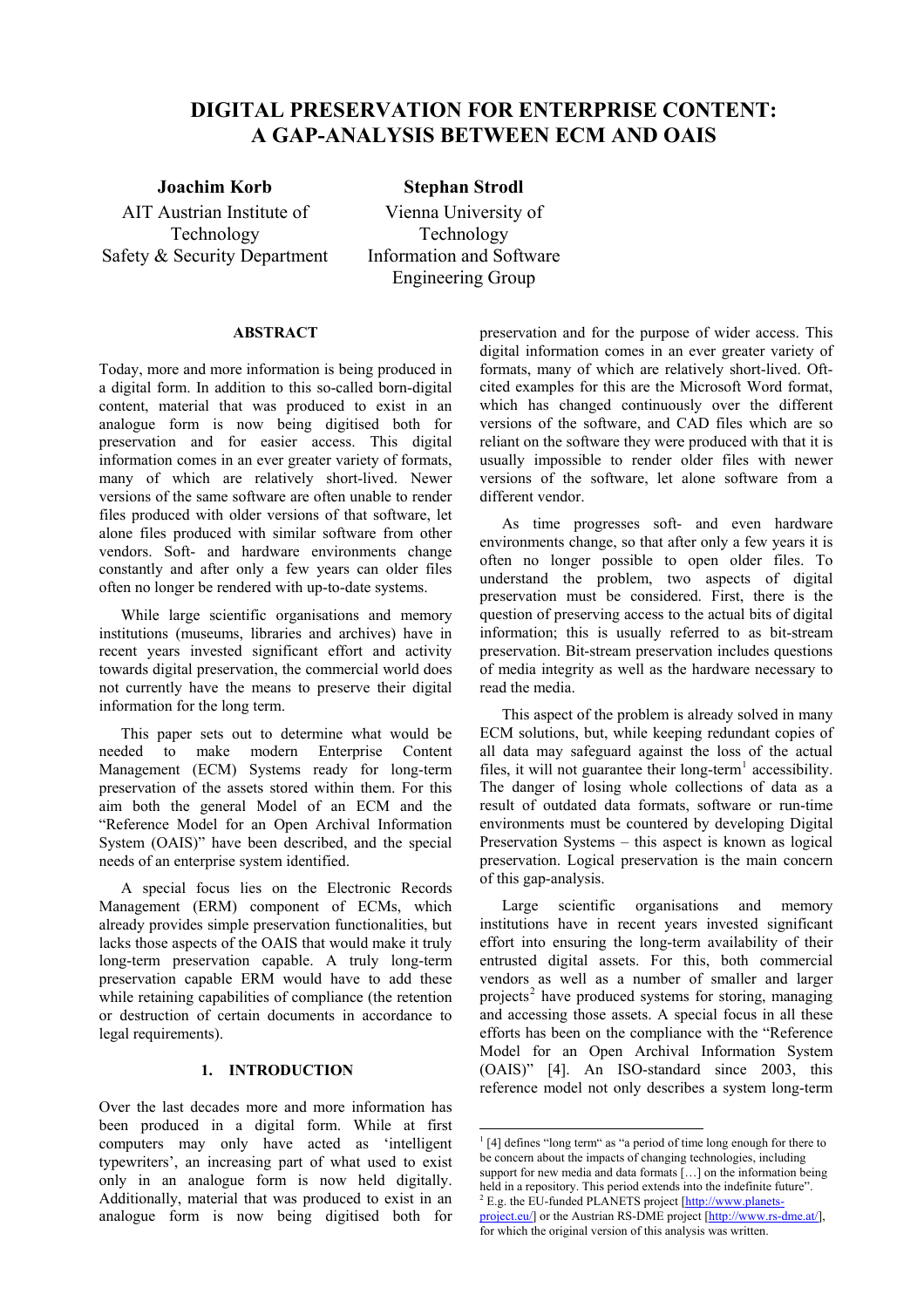# DIGITAL PRESERVATION FOR ENTERPRISE CONTENT: A GAP-ANALYSIS BETWEEN ECM AND OAIS

**Joachim Korb**
AIT Austrian Institute of Technology
Safety & Security Department

**Stephan Strodl**
Vienna University of Technology
Information and Software Engineering Group

## ABSTRACT

Today, more and more information is being produced in a digital form. In addition to this so-called born-digital content, material that was produced to exist in an analogue form is now being digitised both for preservation and for easier access. This digital information comes in an ever greater variety of formats, many of which are relatively short-lived. Newer versions of the same software are often unable to render files produced with older versions of that software, let alone files produced with similar software from other vendors. Soft- and hardware environments change constantly and after only a few years can older files often no longer be rendered with up-to-date systems.

While large scientific organisations and memory institutions (museums, libraries and archives) have in recent years invested significant effort and activity towards digital preservation, the commercial world does not currently have the means to preserve their digital information for the long term.

This paper sets out to determine what would be needed to make modern Enterprise Content Management (ECM) Systems ready for long-term preservation of the assets stored within them. For this aim both the general Model of an ECM and the "Reference Model for an Open Archival Information System (OAIS)" have been described, and the special needs of an enterprise system identified.

A special focus lies on the Electronic Records Management (ERM) component of ECMs, which already provides simple preservation functionalities, but lacks those aspects of the OAIS that would make it truly long-term preservation capable. A truly long-term preservation capable ERM would have to add these while retaining capabilities of compliance (the retention or destruction of certain documents in accordance to legal requirements).

## 1. INTRODUCTION

Over the last decades more and more information has been produced in a digital form. While at first computers may only have acted as 'intelligent typewriters', an increasing part of what used to exist only in an analogue form is now held digitally. Additionally, material that was produced to exist in an analogue form is now being digitised both for preservation and for the purpose of wider access. This digital information comes in an ever greater variety of formats, many of which are relatively short-lived. Oft-cited examples for this are the Microsoft Word format, which has changed continuously over the different versions of the software, and CAD files which are so reliant on the software they were produced with that it is usually impossible to render older files with newer versions of the software, let alone software from a different vendor.

As time progresses soft- and even hardware environments change, so that after only a few years it is often no longer possible to open older files. To understand the problem, two aspects of digital preservation must be considered. First, there is the question of preserving access to the actual bits of digital information; this is usually referred to as bit-stream preservation. Bit-stream preservation includes questions of media integrity as well as the hardware necessary to read the media.

This aspect of the problem is already solved in many ECM solutions, but, while keeping redundant copies of all data may safeguard against the loss of the actual files, it will not guarantee their long-term[1] accessibility. The danger of losing whole collections of data as a result of outdated data formats, software or run-time environments must be countered by developing Digital Preservation Systems – this aspect is known as logical preservation. Logical preservation is the main concern of this gap-analysis.

Large scientific organisations and memory institutions have in recent years invested significant effort into ensuring the long-term availability of their entrusted digital assets. For this, both commercial vendors as well as a number of smaller and larger projects[2] have produced systems for storing, managing and accessing those assets. A special focus in all these efforts has been on the compliance with the "Reference Model for an Open Archival Information System (OAIS)" [4]. An ISO-standard since 2003, this reference model not only describes a system long-term

---

[1] [4] defines "long term" as "a period of time long enough for there to be concern about the impacts of changing technologies, including support for new media and data formats […] on the information being held in a repository. This period extends into the indefinite future".

[2] E.g. the EU-funded PLANETS project [http://www.planets-project.eu/] or the Austrian RS-DME project [http://www.rs-dme.at/], for which the original version of this analysis was written.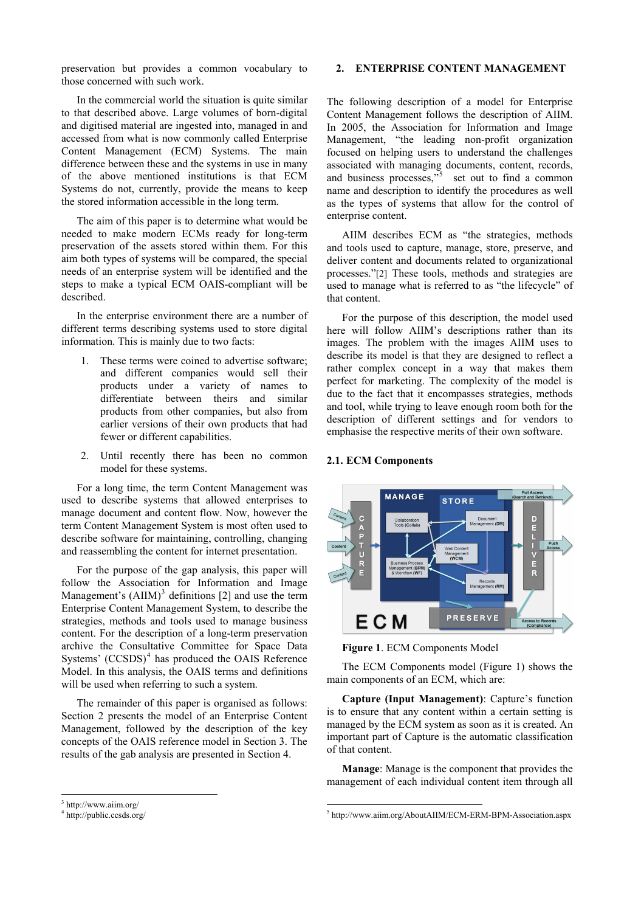preservation but provides a common vocabulary to those concerned with such work.

In the commercial world the situation is quite similar to that described above. Large volumes of born-digital and digitised material are ingested into, managed in and accessed from what is now commonly called Enterprise Content Management (ECM) Systems. The main difference between these and the systems in use in many of the above mentioned institutions is that ECM Systems do not, currently, provide the means to keep the stored information accessible in the long term.

The aim of this paper is to determine what would be needed to make modern ECMs ready for long-term preservation of the assets stored within them. For this aim both types of systems will be compared, the special needs of an enterprise system will be identified and the steps to make a typical ECM OAIS-compliant will be described.

In the enterprise environment there are a number of different terms describing systems used to store digital information. This is mainly due to two facts:

1. These terms were coined to advertise software; and different companies would sell their products under a variety of names to differentiate between theirs and similar products from other companies, but also from earlier versions of their own products that had fewer or different capabilities.
2. Until recently there has been no common model for these systems.

For a long time, the term Content Management was used to describe systems that allowed enterprises to manage document and content flow. Now, however the term Content Management System is most often used to describe software for maintaining, controlling, changing and reassembling the content for internet presentation.

For the purpose of the gap analysis, this paper will follow the Association for Information and Image Management's (AIIM)[3] definitions [2] and use the term Enterprise Content Management System, to describe the strategies, methods and tools used to manage business content. For the description of a long-term preservation archive the Consultative Committee for Space Data Systems' (CCSDS)[4] has produced the OAIS Reference Model. In this analysis, the OAIS terms and definitions will be used when referring to such a system.

The remainder of this paper is organised as follows: Section 2 presents the model of an Enterprise Content Management, followed by the description of the key concepts of the OAIS reference model in Section 3. The results of the gab analysis are presented in Section 4.

[3] http://www.aiim.org/

[4] http://public.ccsds.org/

## 2. ENTERPRISE CONTENT MANAGEMENT

The following description of a model for Enterprise Content Management follows the description of AIIM. In 2005, the Association for Information and Image Management, "the leading non-profit organization focused on helping users to understand the challenges associated with managing documents, content, records, and business processes,"[5] set out to find a common name and description to identify the procedures as well as the types of systems that allow for the control of enterprise content.

AIIM describes ECM as "the strategies, methods and tools used to capture, manage, store, preserve, and deliver content and documents related to organizational processes."[2] These tools, methods and strategies are used to manage what is referred to as "the lifecycle" of that content.

For the purpose of this description, the model used here will follow AIIM's descriptions rather than its images. The problem with the images AIIM uses to describe its model is that they are designed to reflect a rather complex concept in a way that makes them perfect for marketing. The complexity of the model is due to the fact that it encompasses strategies, methods and tool, while trying to leave enough room both for the description of different settings and for vendors to emphasise the respective merits of their own software.

### 2.1. ECM Components

**Figure 1**. ECM Components Model

The ECM Components model (Figure 1) shows the main components of an ECM, which are:

**Capture (Input Management)**: Capture's function is to ensure that any content within a certain setting is managed by the ECM system as soon as it is created. An important part of Capture is the automatic classification of that content.

**Manage**: Manage is the component that provides the management of each individual content item through all

[5] http://www.aiim.org/AboutAIIM/ECM-ERM-BPM-Association.aspx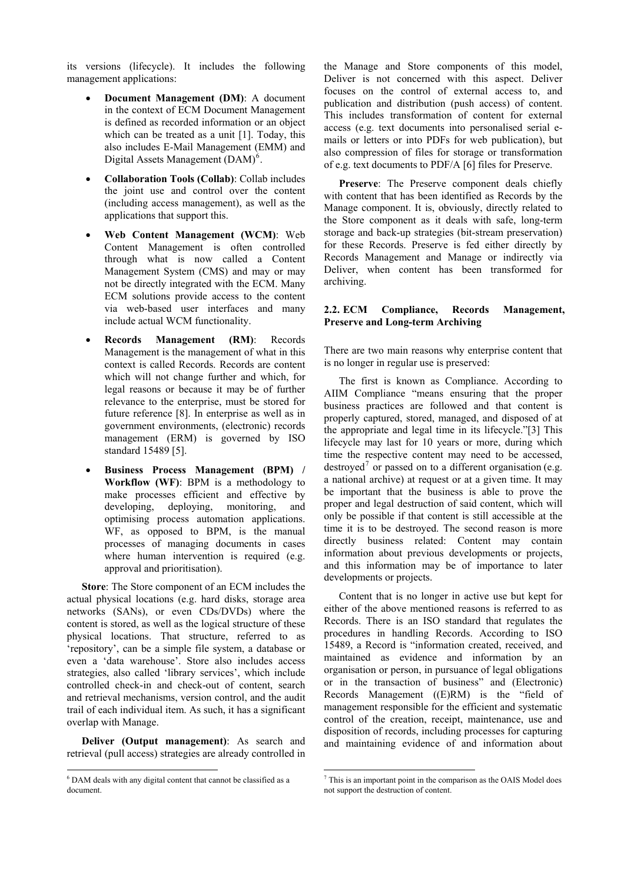its versions (lifecycle). It includes the following management applications:

- **Document Management (DM)**: A document in the context of ECM Document Management is defined as recorded information or an object which can be treated as a unit [1]. Today, this also includes E-Mail Management (EMM) and Digital Assets Management (DAM)[6].
- **Collaboration Tools (Collab)**: Collab includes the joint use and control over the content (including access management), as well as the applications that support this.
- **Web Content Management (WCM)**: Web Content Management is often controlled through what is now called a Content Management System (CMS) and may or may not be directly integrated with the ECM. Many ECM solutions provide access to the content via web-based user interfaces and many include actual WCM functionality.
- **Records Management (RM)**: Records Management is the management of what in this context is called Records. Records are content which will not change further and which, for legal reasons or because it may be of further relevance to the enterprise, must be stored for future reference [8]. In enterprise as well as in government environments, (electronic) records management (ERM) is governed by ISO standard 15489 [5].
- **Business Process Management (BPM) / Workflow (WF)**: BPM is a methodology to make processes efficient and effective by developing, deploying, monitoring, and optimising process automation applications. WF, as opposed to BPM, is the manual processes of managing documents in cases where human intervention is required (e.g. approval and prioritisation).

**Store**: The Store component of an ECM includes the actual physical locations (e.g. hard disks, storage area networks (SANs), or even CDs/DVDs) where the content is stored, as well as the logical structure of these physical locations. That structure, referred to as 'repository', can be a simple file system, a database or even a 'data warehouse'. Store also includes access strategies, also called 'library services', which include controlled check-in and check-out of content, search and retrieval mechanisms, version control, and the audit trail of each individual item. As such, it has a significant overlap with Manage.

**Deliver (Output management)**: As search and retrieval (pull access) strategies are already controlled in the Manage and Store components of this model, Deliver is not concerned with this aspect. Deliver focuses on the control of external access to, and publication and distribution (push access) of content. This includes transformation of content for external access (e.g. text documents into personalised serial e-mails or letters or into PDFs for web publication), but also compression of files for storage or transformation of e.g. text documents to PDF/A [6] files for Preserve.

**Preserve**: The Preserve component deals chiefly with content that has been identified as Records by the Manage component. It is, obviously, directly related to the Store component as it deals with safe, long-term storage and back-up strategies (bit-stream preservation) for these Records. Preserve is fed either directly by Records Management and Manage or indirectly via Deliver, when content has been transformed for archiving.

### 2.2. ECM Compliance, Records Management, Preserve and Long-term Archiving

There are two main reasons why enterprise content that is no longer in regular use is preserved:

The first is known as Compliance. According to AIIM Compliance "means ensuring that the proper business practices are followed and that content is properly captured, stored, managed, and disposed of at the appropriate and legal time in its lifecycle."[3] This lifecycle may last for 10 years or more, during which time the respective content may need to be accessed, destroyed[7] or passed on to a different organisation (e.g. a national archive) at request or at a given time. It may be important that the business is able to prove the proper and legal destruction of said content, which will only be possible if that content is still accessible at the time it is to be destroyed. The second reason is more directly business related: Content may contain information about previous developments or projects, and this information may be of importance to later developments or projects.

Content that is no longer in active use but kept for either of the above mentioned reasons is referred to as Records. There is an ISO standard that regulates the procedures in handling Records. According to ISO 15489, a Record is "information created, received, and maintained as evidence and information by an organisation or person, in pursuance of legal obligations or in the transaction of business" and (Electronic) Records Management ((E)RM) is the "field of management responsible for the efficient and systematic control of the creation, receipt, maintenance, use and disposition of records, including processes for capturing and maintaining evidence of and information about

---

[6] DAM deals with any digital content that cannot be classified as a document.

[7] This is an important point in the comparison as the OAIS Model does not support the destruction of content.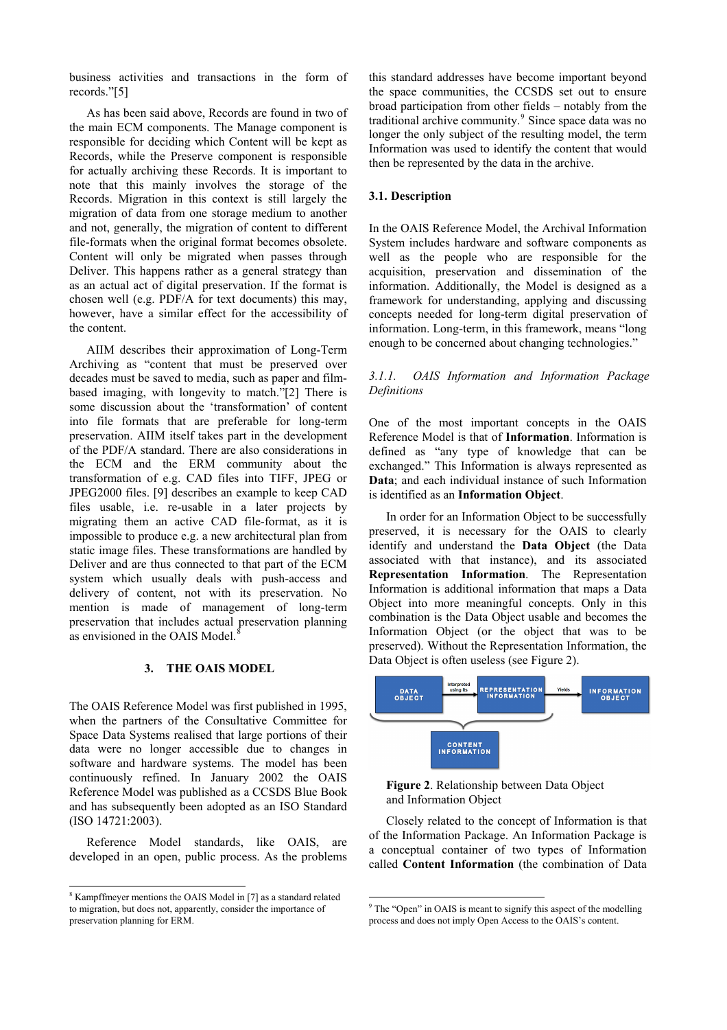business activities and transactions in the form of records."[5]

As has been said above, Records are found in two of the main ECM components. The Manage component is responsible for deciding which Content will be kept as Records, while the Preserve component is responsible for actually archiving these Records. It is important to note that this mainly involves the storage of the Records. Migration in this context is still largely the migration of data from one storage medium to another and not, generally, the migration of content to different file-formats when the original format becomes obsolete. Content will only be migrated when passes through Deliver. This happens rather as a general strategy than as an actual act of digital preservation. If the format is chosen well (e.g. PDF/A for text documents) this may, however, have a similar effect for the accessibility of the content.

AIIM describes their approximation of Long-Term Archiving as "content that must be preserved over decades must be saved to media, such as paper and film-based imaging, with longevity to match."[2] There is some discussion about the 'transformation' of content into file formats that are preferable for long-term preservation. AIIM itself takes part in the development of the PDF/A standard. There are also considerations in the ECM and the ERM community about the transformation of e.g. CAD files into TIFF, JPEG or JPEG2000 files. [9] describes an example to keep CAD files usable, i.e. re-usable in a later projects by migrating them an active CAD file-format, as it is impossible to produce e.g. a new architectural plan from static image files. These transformations are handled by Deliver and are thus connected to that part of the ECM system which usually deals with push-access and delivery of content, not with its preservation. No mention is made of management of long-term preservation that includes actual preservation planning as envisioned in the OAIS Model.[8]

## 3. THE OAIS MODEL

The OAIS Reference Model was first published in 1995, when the partners of the Consultative Committee for Space Data Systems realised that large portions of their data were no longer accessible due to changes in software and hardware systems. The model has been continuously refined. In January 2002 the OAIS Reference Model was published as a CCSDS Blue Book and has subsequently been adopted as an ISO Standard (ISO 14721:2003).

Reference Model standards, like OAIS, are developed in an open, public process. As the problems this standard addresses have become important beyond the space communities, the CCSDS set out to ensure broad participation from other fields – notably from the traditional archive community.[9] Since space data was no longer the only subject of the resulting model, the term Information was used to identify the content that would then be represented by the data in the archive.

### 3.1. Description

In the OAIS Reference Model, the Archival Information System includes hardware and software components as well as the people who are responsible for the acquisition, preservation and dissemination of the information. Additionally, the Model is designed as a framework for understanding, applying and discussing concepts needed for long-term digital preservation of information. Long-term, in this framework, means "long enough to be concerned about changing technologies."

#### *3.1.1. OAIS Information and Information Package Definitions*

One of the most important concepts in the OAIS Reference Model is that of **Information**. Information is defined as "any type of knowledge that can be exchanged." This Information is always represented as **Data**; and each individual instance of such Information is identified as an **Information Object**.

In order for an Information Object to be successfully preserved, it is necessary for the OAIS to clearly identify and understand the **Data Object** (the Data associated with that instance), and its associated **Representation Information**. The Representation Information is additional information that maps a Data Object into more meaningful concepts. Only in this combination is the Data Object usable and becomes the Information Object (or the object that was to be preserved). Without the Representation Information, the Data Object is often useless (see Figure 2).

DATA OBJECT — Interpreted using its → REPRESENTATION INFORMATION — Yields → INFORMATION OBJECT

CONTENT INFORMATION

**Figure 2**. Relationship between Data Object and Information Object

Closely related to the concept of Information is that of the Information Package. An Information Package is a conceptual container of two types of Information called **Content Information** (the combination of Data

---

[8] Kampffmeyer mentions the OAIS Model in [7] as a standard related to migration, but does not, apparently, consider the importance of preservation planning for ERM.

[9] The "Open" in OAIS is meant to signify this aspect of the modelling process and does not imply Open Access to the OAIS's content.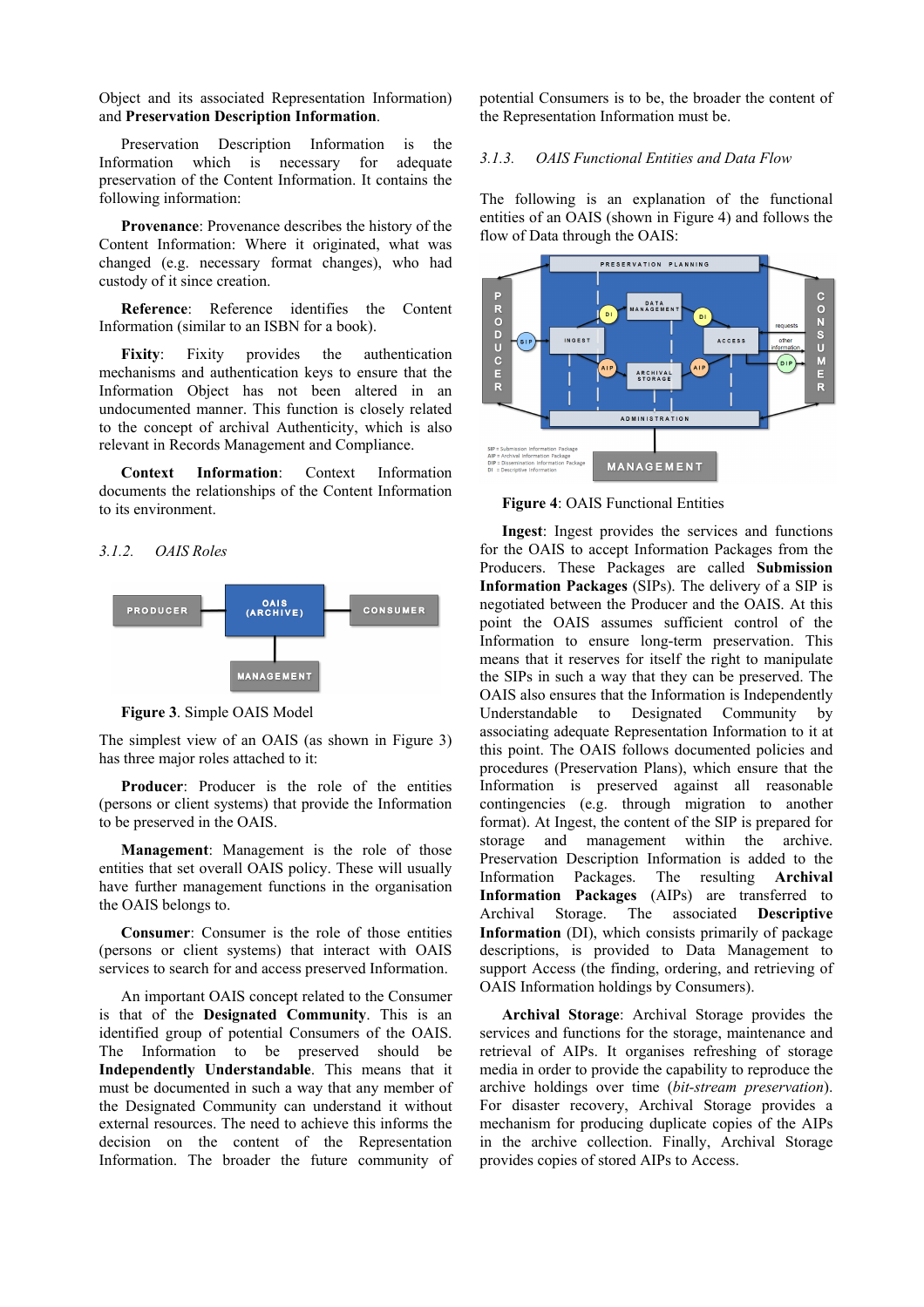Object and its associated Representation Information) and **Preservation Description Information**.

Preservation Description Information is the Information which is necessary for adequate preservation of the Content Information. It contains the following information:

**Provenance**: Provenance describes the history of the Content Information: Where it originated, what was changed (e.g. necessary format changes), who had custody of it since creation.

**Reference**: Reference identifies the Content Information (similar to an ISBN for a book).

**Fixity**: Fixity provides the authentication mechanisms and authentication keys to ensure that the Information Object has not been altered in an undocumented manner. This function is closely related to the concept of archival Authenticity, which is also relevant in Records Management and Compliance.

**Context Information**: Context Information documents the relationships of the Content Information to its environment.

### *3.1.2. OAIS Roles*

**Figure 3**. Simple OAIS Model

The simplest view of an OAIS (as shown in Figure 3) has three major roles attached to it:

**Producer**: Producer is the role of the entities (persons or client systems) that provide the Information to be preserved in the OAIS.

**Management**: Management is the role of those entities that set overall OAIS policy. These will usually have further management functions in the organisation the OAIS belongs to.

**Consumer**: Consumer is the role of those entities (persons or client systems) that interact with OAIS services to search for and access preserved Information.

An important OAIS concept related to the Consumer is that of the **Designated Community**. This is an identified group of potential Consumers of the OAIS. The Information to be preserved should be **Independently Understandable**. This means that it must be documented in such a way that any member of the Designated Community can understand it without external resources. The need to achieve this informs the decision on the content of the Representation Information. The broader the future community of potential Consumers is to be, the broader the content of the Representation Information must be.

### *3.1.3. OAIS Functional Entities and Data Flow*

The following is an explanation of the functional entities of an OAIS (shown in Figure 4) and follows the flow of Data through the OAIS:

**Figure 4**: OAIS Functional Entities

**Ingest**: Ingest provides the services and functions for the OAIS to accept Information Packages from the Producers. These Packages are called **Submission Information Packages** (SIPs). The delivery of a SIP is negotiated between the Producer and the OAIS. At this point the OAIS assumes sufficient control of the Information to ensure long-term preservation. This means that it reserves for itself the right to manipulate the SIPs in such a way that they can be preserved. The OAIS also ensures that the Information is Independently Understandable to Designated Community by associating adequate Representation Information to it at this point. The OAIS follows documented policies and procedures (Preservation Plans), which ensure that the Information is preserved against all reasonable contingencies (e.g. through migration to another format). At Ingest, the content of the SIP is prepared for storage and management within the archive. Preservation Description Information is added to the Information Packages. The resulting **Archival Information Packages** (AIPs) are transferred to Archival Storage. The associated **Descriptive Information** (DI), which consists primarily of package descriptions, is provided to Data Management to support Access (the finding, ordering, and retrieving of OAIS Information holdings by Consumers).

**Archival Storage**: Archival Storage provides the services and functions for the storage, maintenance and retrieval of AIPs. It organises refreshing of storage media in order to provide the capability to reproduce the archive holdings over time (*bit-stream preservation*). For disaster recovery, Archival Storage provides a mechanism for producing duplicate copies of the AIPs in the archive collection. Finally, Archival Storage provides copies of stored AIPs to Access.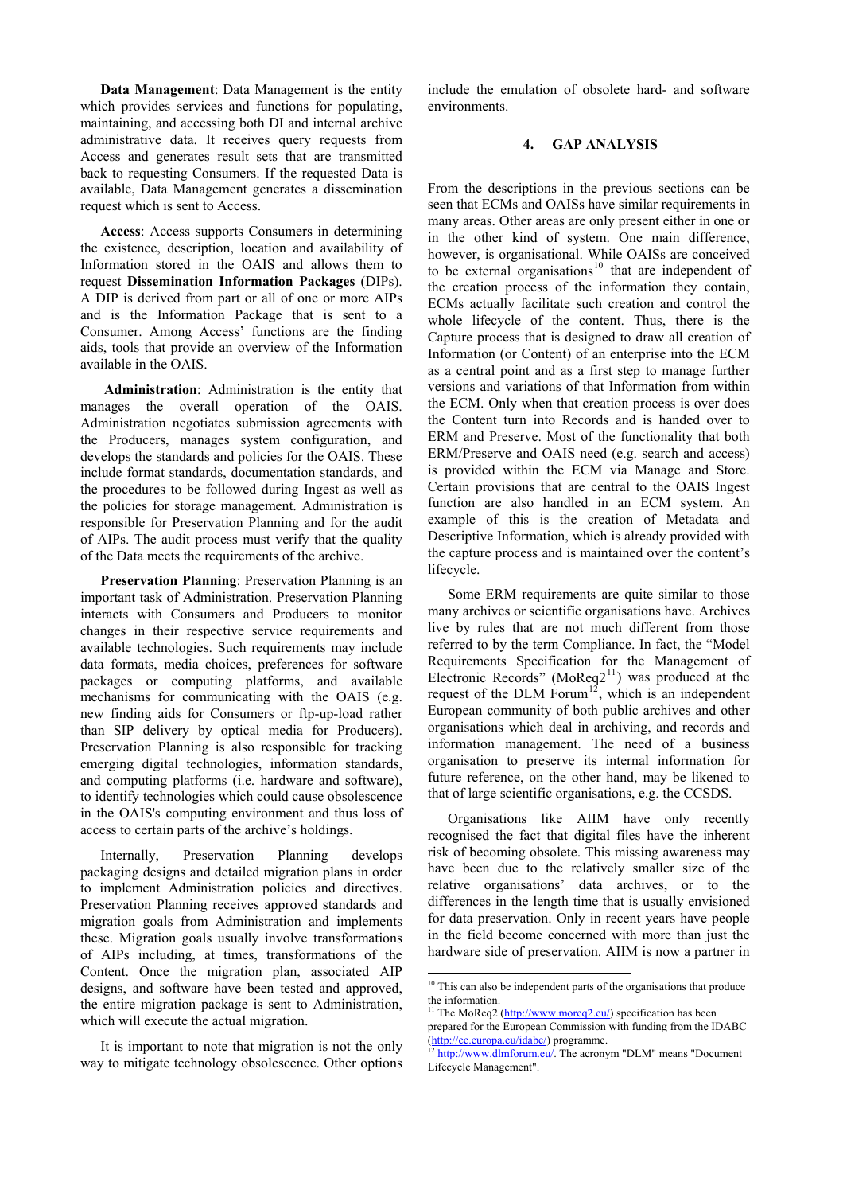**Data Management**: Data Management is the entity which provides services and functions for populating, maintaining, and accessing both DI and internal archive administrative data. It receives query requests from Access and generates result sets that are transmitted back to requesting Consumers. If the requested Data is available, Data Management generates a dissemination request which is sent to Access.

**Access**: Access supports Consumers in determining the existence, description, location and availability of Information stored in the OAIS and allows them to request **Dissemination Information Packages** (DIPs). A DIP is derived from part or all of one or more AIPs and is the Information Package that is sent to a Consumer. Among Access' functions are the finding aids, tools that provide an overview of the Information available in the OAIS.

**Administration**: Administration is the entity that manages the overall operation of the OAIS. Administration negotiates submission agreements with the Producers, manages system configuration, and develops the standards and policies for the OAIS. These include format standards, documentation standards, and the procedures to be followed during Ingest as well as the policies for storage management. Administration is responsible for Preservation Planning and for the audit of AIPs. The audit process must verify that the quality of the Data meets the requirements of the archive.

**Preservation Planning**: Preservation Planning is an important task of Administration. Preservation Planning interacts with Consumers and Producers to monitor changes in their respective service requirements and available technologies. Such requirements may include data formats, media choices, preferences for software packages or computing platforms, and available mechanisms for communicating with the OAIS (e.g. new finding aids for Consumers or ftp-up-load rather than SIP delivery by optical media for Producers). Preservation Planning is also responsible for tracking emerging digital technologies, information standards, and computing platforms (i.e. hardware and software), to identify technologies which could cause obsolescence in the OAIS's computing environment and thus loss of access to certain parts of the archive's holdings.

Internally, Preservation Planning develops packaging designs and detailed migration plans in order to implement Administration policies and directives. Preservation Planning receives approved standards and migration goals from Administration and implements these. Migration goals usually involve transformations of AIPs including, at times, transformations of the Content. Once the migration plan, associated AIP designs, and software have been tested and approved, the entire migration package is sent to Administration, which will execute the actual migration.

It is important to note that migration is not the only way to mitigate technology obsolescence. Other options include the emulation of obsolete hard- and software environments.

## 4. GAP ANALYSIS

From the descriptions in the previous sections can be seen that ECMs and OAISs have similar requirements in many areas. Other areas are only present either in one or in the other kind of system. One main difference, however, is organisational. While OAISs are conceived to be external organisations[10] that are independent of the creation process of the information they contain, ECMs actually facilitate such creation and control the whole lifecycle of the content. Thus, there is the Capture process that is designed to draw all creation of Information (or Content) of an enterprise into the ECM as a central point and as a first step to manage further versions and variations of that Information from within the ECM. Only when that creation process is over does the Content turn into Records and is handed over to ERM and Preserve. Most of the functionality that both ERM/Preserve and OAIS need (e.g. search and access) is provided within the ECM via Manage and Store. Certain provisions that are central to the OAIS Ingest function are also handled in an ECM system. An example of this is the creation of Metadata and Descriptive Information, which is already provided with the capture process and is maintained over the content's lifecycle.

Some ERM requirements are quite similar to those many archives or scientific organisations have. Archives live by rules that are not much different from those referred to by the term Compliance. In fact, the "Model Requirements Specification for the Management of Electronic Records" (MoReq2[11]) was produced at the request of the DLM Forum[12], which is an independent European community of both public archives and other organisations which deal in archiving, and records and information management. The need of a business organisation to preserve its internal information for future reference, on the other hand, may be likened to that of large scientific organisations, e.g. the CCSDS.

Organisations like AIIM have only recently recognised the fact that digital files have the inherent risk of becoming obsolete. This missing awareness may have been due to the relatively smaller size of the relative organisations' data archives, or to the differences in the length time that is usually envisioned for data preservation. Only in recent years have people in the field become concerned with more than just the hardware side of preservation. AIIM is now a partner in

[10] This can also be independent parts of the organisations that produce the information.

[11] The MoReq2 (http://www.moreq2.eu/) specification has been prepared for the European Commission with funding from the IDABC (http://ec.europa.eu/idabc/) programme.

[12] http://www.dlmforum.eu/. The acronym "DLM" means "Document Lifecycle Management".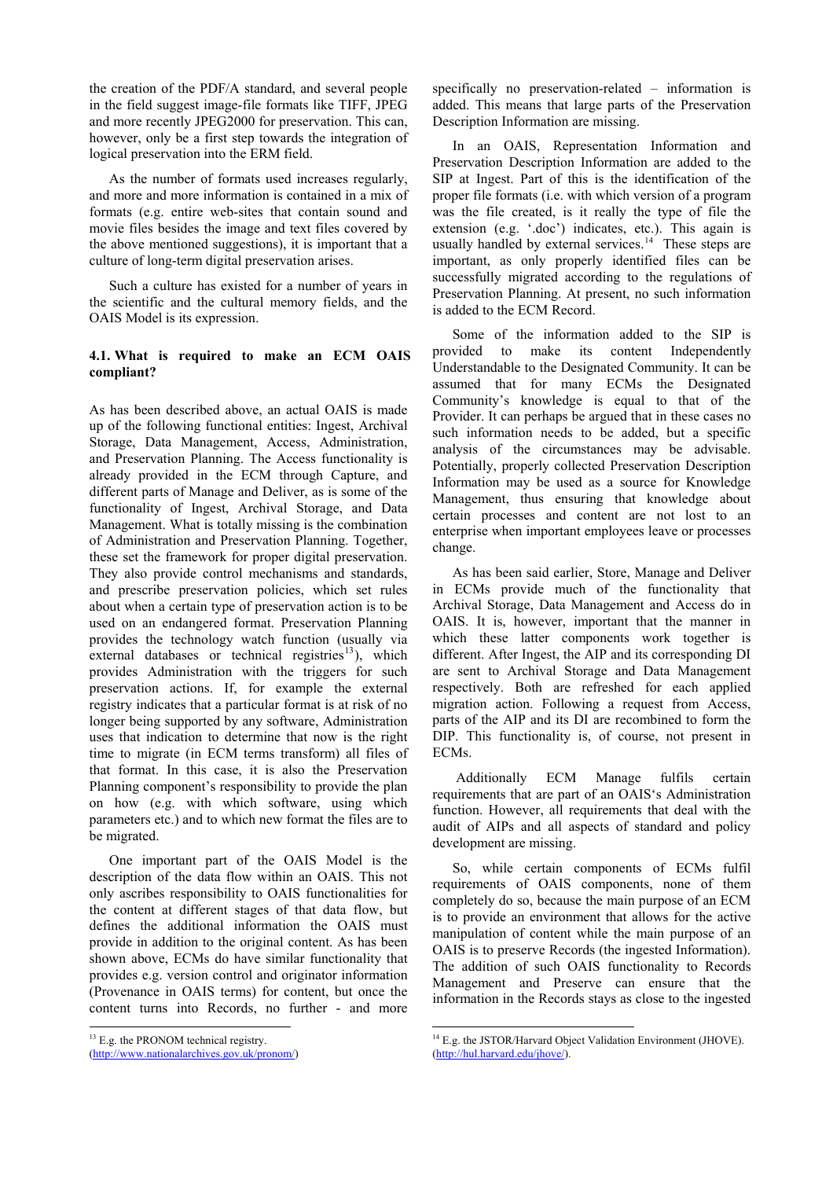the creation of the PDF/A standard, and several people in the field suggest image-file formats like TIFF, JPEG and more recently JPEG2000 for preservation. This can, however, only be a first step towards the integration of logical preservation into the ERM field.

As the number of formats used increases regularly, and more and more information is contained in a mix of formats (e.g. entire web-sites that contain sound and movie files besides the image and text files covered by the above mentioned suggestions), it is important that a culture of long-term digital preservation arises.

Such a culture has existed for a number of years in the scientific and the cultural memory fields, and the OAIS Model is its expression.

### 4.1. What is required to make an ECM OAIS compliant?

As has been described above, an actual OAIS is made up of the following functional entities: Ingest, Archival Storage, Data Management, Access, Administration, and Preservation Planning. The Access functionality is already provided in the ECM through Capture, and different parts of Manage and Deliver, as is some of the functionality of Ingest, Archival Storage, and Data Management. What is totally missing is the combination of Administration and Preservation Planning. Together, these set the framework for proper digital preservation. They also provide control mechanisms and standards, and prescribe preservation policies, which set rules about when a certain type of preservation action is to be used on an endangered format. Preservation Planning provides the technology watch function (usually via external databases or technical registries[13]), which provides Administration with the triggers for such preservation actions. If, for example the external registry indicates that a particular format is at risk of no longer being supported by any software, Administration uses that indication to determine that now is the right time to migrate (in ECM terms transform) all files of that format. In this case, it is also the Preservation Planning component's responsibility to provide the plan on how (e.g. with which software, using which parameters etc.) and to which new format the files are to be migrated.

One important part of the OAIS Model is the description of the data flow within an OAIS. This not only ascribes responsibility to OAIS functionalities for the content at different stages of that data flow, but defines the additional information the OAIS must provide in addition to the original content. As has been shown above, ECMs do have similar functionality that provides e.g. version control and originator information (Provenance in OAIS terms) for content, but once the content turns into Records, no further - and more specifically no preservation-related – information is added. This means that large parts of the Preservation Description Information are missing.

In an OAIS, Representation Information and Preservation Description Information are added to the SIP at Ingest. Part of this is the identification of the proper file formats (i.e. with which version of a program was the file created, is it really the type of file the extension (e.g. '.doc') indicates, etc.). This again is usually handled by external services.[14] These steps are important, as only properly identified files can be successfully migrated according to the regulations of Preservation Planning. At present, no such information is added to the ECM Record.

Some of the information added to the SIP is provided to make its content Independently Understandable to the Designated Community. It can be assumed that for many ECMs the Designated Community's knowledge is equal to that of the Provider. It can perhaps be argued that in these cases no such information needs to be added, but a specific analysis of the circumstances may be advisable. Potentially, properly collected Preservation Description Information may be used as a source for Knowledge Management, thus ensuring that knowledge about certain processes and content are not lost to an enterprise when important employees leave or processes change.

As has been said earlier, Store, Manage and Deliver in ECMs provide much of the functionality that Archival Storage, Data Management and Access do in OAIS. It is, however, important that the manner in which these latter components work together is different. After Ingest, the AIP and its corresponding DI are sent to Archival Storage and Data Management respectively. Both are refreshed for each applied migration action. Following a request from Access, parts of the AIP and its DI are recombined to form the DIP. This functionality is, of course, not present in ECMs.

Additionally ECM Manage fulfils certain requirements that are part of an OAIS's Administration function. However, all requirements that deal with the audit of AIPs and all aspects of standard and policy development are missing.

So, while certain components of ECMs fulfil requirements of OAIS components, none of them completely do so, because the main purpose of an ECM is to provide an environment that allows for the active manipulation of content while the main purpose of an OAIS is to preserve Records (the ingested Information). The addition of such OAIS functionality to Records Management and Preserve can ensure that the information in the Records stays as close to the ingested

[13] E.g. the PRONOM technical registry. (http://www.nationalarchives.gov.uk/pronom/)

[14] E.g. the JSTOR/Harvard Object Validation Environment (JHOVE). (http://hul.harvard.edu/jhove/).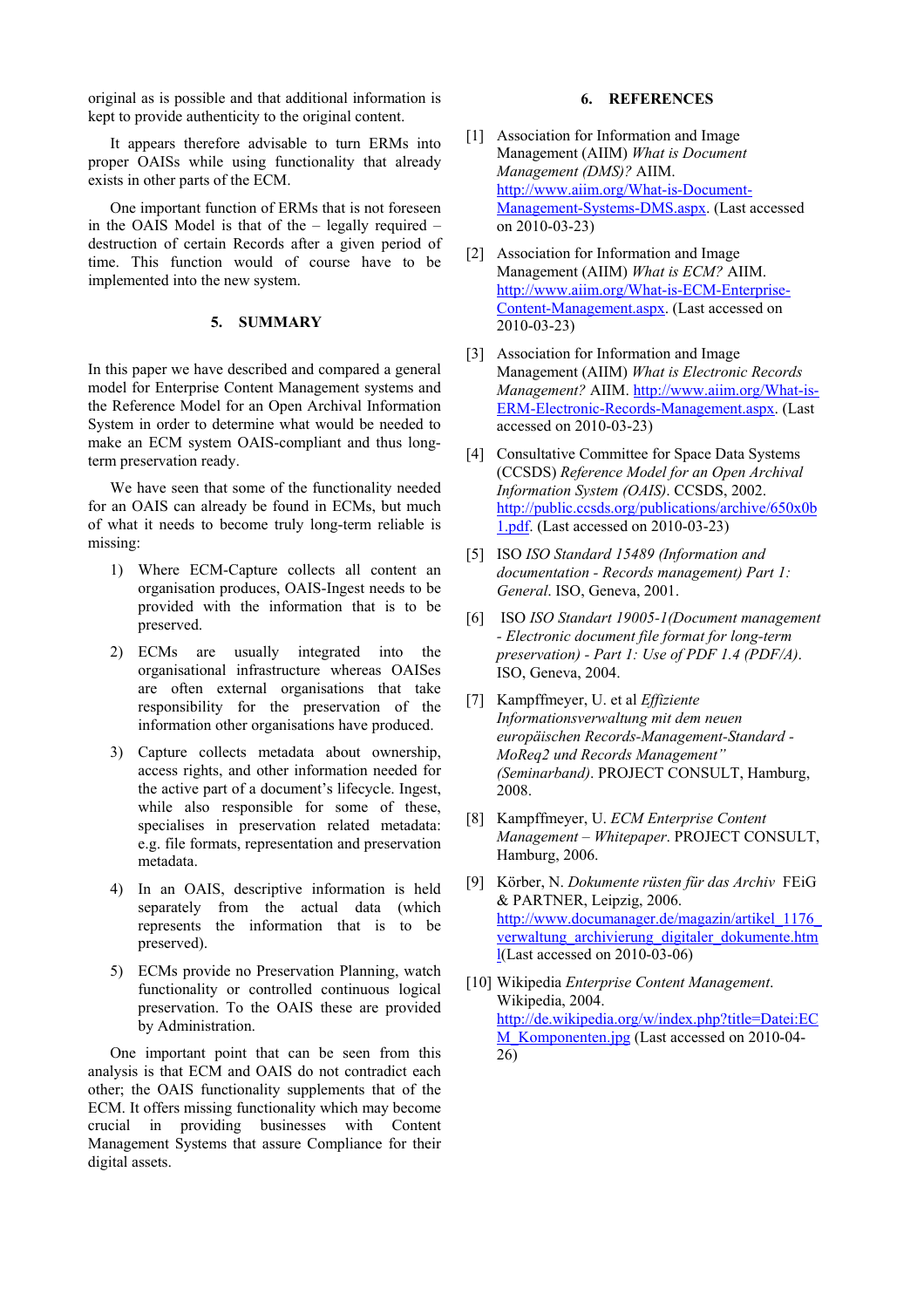original as is possible and that additional information is kept to provide authenticity to the original content.

It appears therefore advisable to turn ERMs into proper OAISs while using functionality that already exists in other parts of the ECM.

One important function of ERMs that is not foreseen in the OAIS Model is that of the – legally required – destruction of certain Records after a given period of time. This function would of course have to be implemented into the new system.

## 5. SUMMARY

In this paper we have described and compared a general model for Enterprise Content Management systems and the Reference Model for an Open Archival Information System in order to determine what would be needed to make an ECM system OAIS-compliant and thus long-term preservation ready.

We have seen that some of the functionality needed for an OAIS can already be found in ECMs, but much of what it needs to become truly long-term reliable is missing:

1) Where ECM-Capture collects all content an organisation produces, OAIS-Ingest needs to be provided with the information that is to be preserved.

2) ECMs are usually integrated into the organisational infrastructure whereas OAISes are often external organisations that take responsibility for the preservation of the information other organisations have produced.

3) Capture collects metadata about ownership, access rights, and other information needed for the active part of a document's lifecycle. Ingest, while also responsible for some of these, specialises in preservation related metadata: e.g. file formats, representation and preservation metadata.

4) In an OAIS, descriptive information is held separately from the actual data (which represents the information that is to be preserved).

5) ECMs provide no Preservation Planning, watch functionality or controlled continuous logical preservation. To the OAIS these are provided by Administration.

One important point that can be seen from this analysis is that ECM and OAIS do not contradict each other; the OAIS functionality supplements that of the ECM. It offers missing functionality which may become crucial in providing businesses with Content Management Systems that assure Compliance for their digital assets.

## 6. REFERENCES

[1] Association for Information and Image Management (AIIM) *What is Document Management (DMS)?* AIIM. http://www.aiim.org/What-is-Document-Management-Systems-DMS.aspx. (Last accessed on 2010-03-23)

[2] Association for Information and Image Management (AIIM) *What is ECM?* AIIM. http://www.aiim.org/What-is-ECM-Enterprise-Content-Management.aspx. (Last accessed on 2010-03-23)

[3] Association for Information and Image Management (AIIM) *What is Electronic Records Management?* AIIM. http://www.aiim.org/What-is-ERM-Electronic-Records-Management.aspx. (Last accessed on 2010-03-23)

[4] Consultative Committee for Space Data Systems (CCSDS) *Reference Model for an Open Archival Information System (OAIS)*. CCSDS, 2002. http://public.ccsds.org/publications/archive/650x0b1.pdf. (Last accessed on 2010-03-23)

[5] ISO *ISO Standard 15489 (Information and documentation - Records management) Part 1: General*. ISO, Geneva, 2001.

[6] ISO *ISO Standart 19005-1(Document management - Electronic document file format for long-term preservation) - Part 1: Use of PDF 1.4 (PDF/A)*. ISO, Geneva, 2004.

[7] Kampffmeyer, U. et al *Effiziente Informationsverwaltung mit dem neuen europäischen Records-Management-Standard - MoReq2 und Records Management" (Seminarband)*. PROJECT CONSULT, Hamburg, 2008.

[8] Kampffmeyer, U. *ECM Enterprise Content Management – Whitepaper*. PROJECT CONSULT, Hamburg, 2006.

[9] Körber, N. *Dokumente rüsten für das Archiv* FEiG & PARTNER, Leipzig, 2006. http://www.documanager.de/magazin/artikel_1176_verwaltung_archivierung_digitaler_dokumente.html(Last accessed on 2010-03-06)

[10] Wikipedia *Enterprise Content Management*. Wikipedia, 2004. http://de.wikipedia.org/w/index.php?title=Datei:ECM_Komponenten.jpg (Last accessed on 2010-04-26)